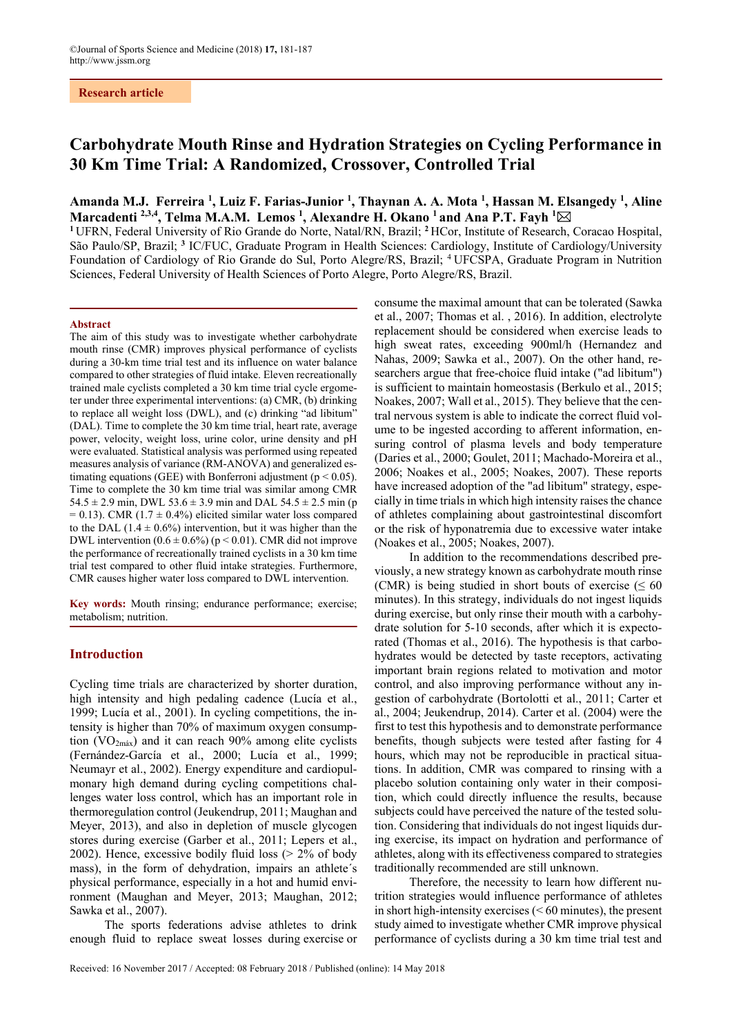Research article

# Carbohydrate Mouth Rinse and Hydration Strategies on Cycling Performance in 30 Km Time Trial: A Randomized, Crossover, Controlled Trial

**Amanda M.J. Ferreira [1], Luiz F. Farias-Junior [1], Thaynan A. A. Mota [1], Hassan M. Elsangedy [1], Aline Marcadenti [2,3,4], Telma M.A.M. Lemos [1], Alexandre H. Okano [1] and Ana P.T. Fayh [1]**

[1] UFRN, Federal University of Rio Grande do Norte, Natal/RN, Brazil; [2] HCor, Institute of Research, Coracao Hospital, São Paulo/SP, Brazil; [3] IC/FUC, Graduate Program in Health Sciences: Cardiology, Institute of Cardiology/University Foundation of Cardiology of Rio Grande do Sul, Porto Alegre/RS, Brazil; [4] UFCSPA, Graduate Program in Nutrition Sciences, Federal University of Health Sciences of Porto Alegre, Porto Alegre/RS, Brazil.

## Abstract

The aim of this study was to investigate whether carbohydrate mouth rinse (CMR) improves physical performance of cyclists during a 30-km time trial test and its influence on water balance compared to other strategies of fluid intake. Eleven recreationally trained male cyclists completed a 30 km time trial cycle ergometer under three experimental interventions: (a) CMR, (b) drinking to replace all weight loss (DWL), and (c) drinking "ad libitum" (DAL). Time to complete the 30 km time trial, heart rate, average power, velocity, weight loss, urine color, urine density and pH were evaluated. Statistical analysis was performed using repeated measures analysis of variance (RM-ANOVA) and generalized estimating equations (GEE) with Bonferroni adjustment ($p < 0.05$). Time to complete the 30 km time trial was similar among CMR $54.5 \pm 2.9$ min, DWL $53.6 \pm 3.9$ min and DAL $54.5 \pm 2.5$ min ($p = 0.13$). CMR ($1.7 \pm 0.4\%$) elicited similar water loss compared to the DAL ($1.4 \pm 0.6\%$) intervention, but it was higher than the DWL intervention ($0.6 \pm 0.6\%$) ($p < 0.01$). CMR did not improve the performance of recreationally trained cyclists in a 30 km time trial test compared to other fluid intake strategies. Furthermore, CMR causes higher water loss compared to DWL intervention.

**Key words:** Mouth rinsing; endurance performance; exercise; metabolism; nutrition.

## Introduction

Cycling time trials are characterized by shorter duration, high intensity and high pedaling cadence (Lucía et al., 1999; Lucía et al., 2001). In cycling competitions, the intensity is higher than 70% of maximum oxygen consumption ($VO_{2máx}$) and it can reach 90% among elite cyclists (Fernández-García et al., 2000; Lucía et al., 1999; Neumayr et al., 2002). Energy expenditure and cardiopulmonary high demand during cycling competitions challenges water loss control, which has an important role in thermoregulation control (Jeukendrup, 2011; Maughan and Meyer, 2013), and also in depletion of muscle glycogen stores during exercise (Garber et al., 2011; Lepers et al., 2002). Hence, excessive bodily fluid loss (> 2% of body mass), in the form of dehydration, impairs an athlete´s physical performance, especially in a hot and humid environment (Maughan and Meyer, 2013; Maughan, 2012; Sawka et al., 2007).

The sports federations advise athletes to drink enough fluid to replace sweat losses during exercise or consume the maximal amount that can be tolerated (Sawka et al., 2007; Thomas et al. , 2016). In addition, electrolyte replacement should be considered when exercise leads to high sweat rates, exceeding 900ml/h (Hernandez and Nahas, 2009; Sawka et al., 2007). On the other hand, researchers argue that free-choice fluid intake ("ad libitum") is sufficient to maintain homeostasis (Berkulo et al., 2015; Noakes, 2007; Wall et al., 2015). They believe that the central nervous system is able to indicate the correct fluid volume to be ingested according to afferent information, ensuring control of plasma levels and body temperature (Daries et al., 2000; Goulet, 2011; Machado-Moreira et al., 2006; Noakes et al., 2005; Noakes, 2007). These reports have increased adoption of the "ad libitum" strategy, especially in time trials in which high intensity raises the chance of athletes complaining about gastrointestinal discomfort or the risk of hyponatremia due to excessive water intake (Noakes et al., 2005; Noakes, 2007).

In addition to the recommendations described previously, a new strategy known as carbohydrate mouth rinse (CMR) is being studied in short bouts of exercise (≤ 60 minutes). In this strategy, individuals do not ingest liquids during exercise, but only rinse their mouth with a carbohydrate solution for 5-10 seconds, after which it is expectorated (Thomas et al., 2016). The hypothesis is that carbohydrates would be detected by taste receptors, activating important brain regions related to motivation and motor control, and also improving performance without any ingestion of carbohydrate (Bortolotti et al., 2011; Carter et al., 2004; Jeukendrup, 2014). Carter et al. (2004) were the first to test this hypothesis and to demonstrate performance benefits, though subjects were tested after fasting for 4 hours, which may not be reproducible in practical situations. In addition, CMR was compared to rinsing with a placebo solution containing only water in their composition, which could directly influence the results, because subjects could have perceived the nature of the tested solution. Considering that individuals do not ingest liquids during exercise, its impact on hydration and performance of athletes, along with its effectiveness compared to strategies traditionally recommended are still unknown.

Therefore, the necessity to learn how different nutrition strategies would influence performance of athletes in short high-intensity exercises (< 60 minutes), the present study aimed to investigate whether CMR improve physical performance of cyclists during a 30 km time trial test and

Received: 16 November 2017 / Accepted: 08 February 2018 / Published (online): 14 May 2018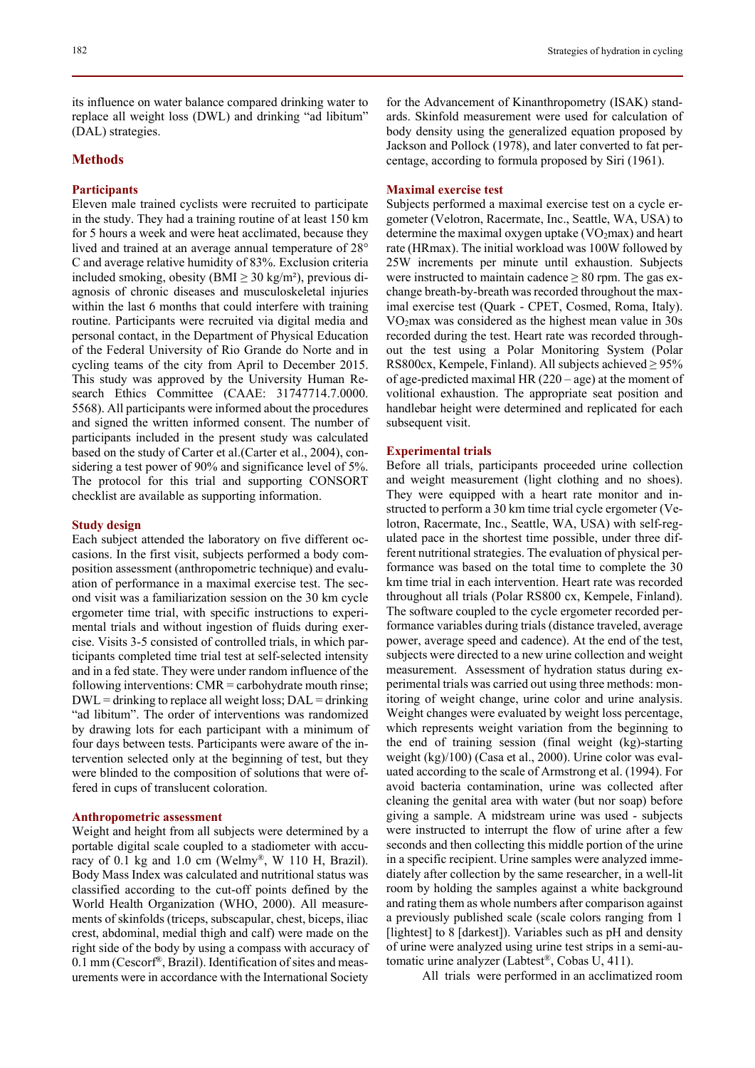its influence on water balance compared drinking water to replace all weight loss (DWL) and drinking "ad libitum" (DAL) strategies.

## Methods

### Participants

Eleven male trained cyclists were recruited to participate in the study. They had a training routine of at least 150 km for 5 hours a week and were heat acclimated, because they lived and trained at an average annual temperature of 28° C and average relative humidity of 83%. Exclusion criteria included smoking, obesity (BMI ≥ 30 kg/m²), previous diagnosis of chronic diseases and musculoskeletal injuries within the last 6 months that could interfere with training routine. Participants were recruited via digital media and personal contact, in the Department of Physical Education of the Federal University of Rio Grande do Norte and in cycling teams of the city from April to December 2015. This study was approved by the University Human Research Ethics Committee (CAAE: 31747714.7.0000.5568). All participants were informed about the procedures and signed the written informed consent. The number of participants included in the present study was calculated based on the study of Carter et al.(Carter et al., 2004), considering a test power of 90% and significance level of 5%. The protocol for this trial and supporting CONSORT checklist are available as supporting information.

### Study design

Each subject attended the laboratory on five different occasions. In the first visit, subjects performed a body composition assessment (anthropometric technique) and evaluation of performance in a maximal exercise test. The second visit was a familiarization session on the 30 km cycle ergometer time trial, with specific instructions to experimental trials and without ingestion of fluids during exercise. Visits 3-5 consisted of controlled trials, in which participants completed time trial test at self-selected intensity and in a fed state. They were under random influence of the following interventions: CMR = carbohydrate mouth rinse; DWL = drinking to replace all weight loss; DAL = drinking "ad libitum". The order of interventions was randomized by drawing lots for each participant with a minimum of four days between tests. Participants were aware of the intervention selected only at the beginning of test, but they were blinded to the composition of solutions that were offered in cups of translucent coloration.

### Anthropometric assessment

Weight and height from all subjects were determined by a portable digital scale coupled to a stadiometer with accuracy of 0.1 kg and 1.0 cm (Welmy®, W 110 H, Brazil). Body Mass Index was calculated and nutritional status was classified according to the cut-off points defined by the World Health Organization (WHO, 2000). All measurements of skinfolds (triceps, subscapular, chest, biceps, iliac crest, abdominal, medial thigh and calf) were made on the right side of the body by using a compass with accuracy of 0.1 mm (Cescorf®, Brazil). Identification of sites and measurements were in accordance with the International Society for the Advancement of Kinanthropometry (ISAK) standards. Skinfold measurement were used for calculation of body density using the generalized equation proposed by Jackson and Pollock (1978), and later converted to fat percentage, according to formula proposed by Siri (1961).

### Maximal exercise test

Subjects performed a maximal exercise test on a cycle ergometer (Velotron, Racermate, Inc., Seattle, WA, USA) to determine the maximal oxygen uptake ($VO_2$max) and heart rate (HRmax). The initial workload was 100W followed by 25W increments per minute until exhaustion. Subjects were instructed to maintain cadence ≥ 80 rpm. The gas exchange breath-by-breath was recorded throughout the maximal exercise test (Quark - CPET, Cosmed, Roma, Italy). $VO_2$max was considered as the highest mean value in 30s recorded during the test. Heart rate was recorded throughout the test using a Polar Monitoring System (Polar RS800cx, Kempele, Finland). All subjects achieved ≥ 95% of age-predicted maximal HR (220 – age) at the moment of volitional exhaustion. The appropriate seat position and handlebar height were determined and replicated for each subsequent visit.

### Experimental trials

Before all trials, participants proceeded urine collection and weight measurement (light clothing and no shoes). They were equipped with a heart rate monitor and instructed to perform a 30 km time trial cycle ergometer (Velotron, Racermate, Inc., Seattle, WA, USA) with self-regulated pace in the shortest time possible, under three different nutritional strategies. The evaluation of physical performance was based on the total time to complete the 30 km time trial in each intervention. Heart rate was recorded throughout all trials (Polar RS800 cx, Kempele, Finland). The software coupled to the cycle ergometer recorded performance variables during trials (distance traveled, average power, average speed and cadence). At the end of the test, subjects were directed to a new urine collection and weight measurement. Assessment of hydration status during experimental trials was carried out using three methods: monitoring of weight change, urine color and urine analysis. Weight changes were evaluated by weight loss percentage, which represents weight variation from the beginning to the end of training session (final weight (kg)-starting weight (kg)/100) (Casa et al., 2000). Urine color was evaluated according to the scale of Armstrong et al. (1994). For avoid bacteria contamination, urine was collected after cleaning the genital area with water (but nor soap) before giving a sample. A midstream urine was used - subjects were instructed to interrupt the flow of urine after a few seconds and then collecting this middle portion of the urine in a specific recipient. Urine samples were analyzed immediately after collection by the same researcher, in a well-lit room by holding the samples against a white background and rating them as whole numbers after comparison against a previously published scale (scale colors ranging from 1 [lightest] to 8 [darkest]). Variables such as pH and density of urine were analyzed using urine test strips in a semi-automatic urine analyzer (Labtest®, Cobas U, 411).

All trials were performed in an acclimated room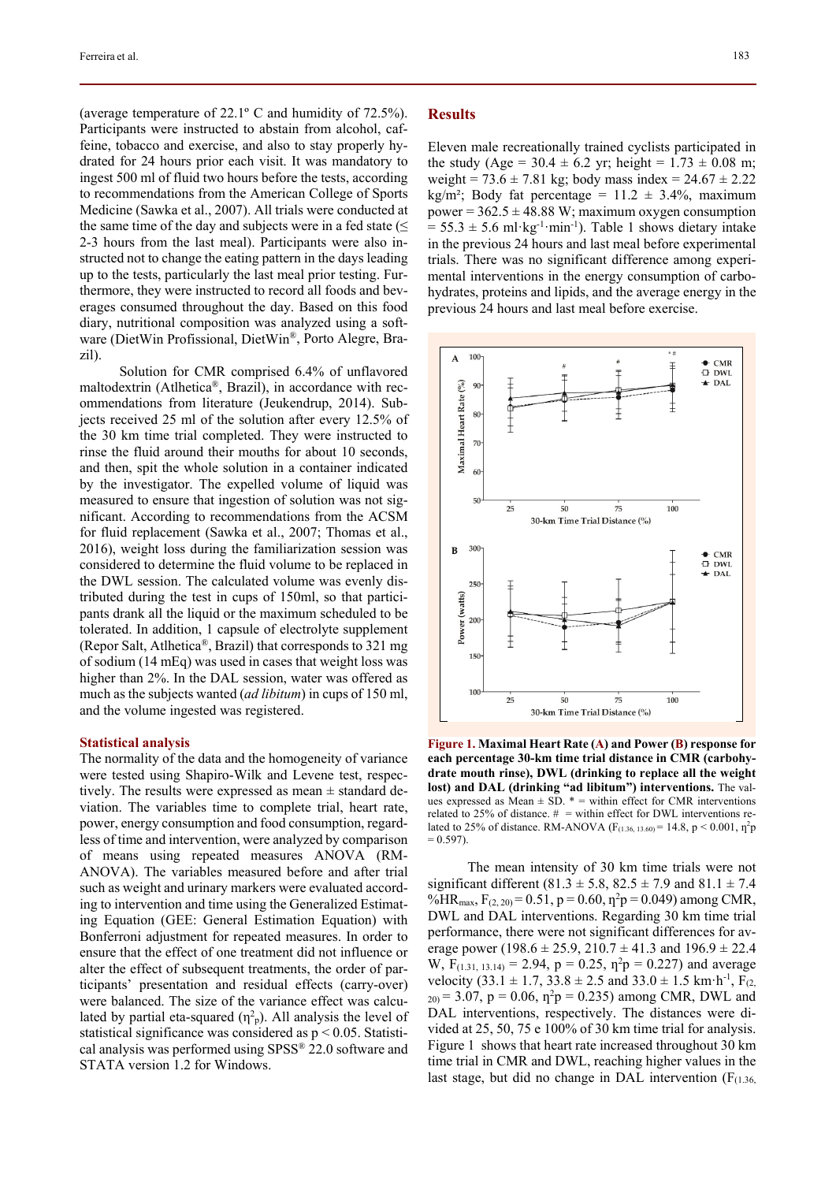(average temperature of 22.1º C and humidity of 72.5%). Participants were instructed to abstain from alcohol, caffeine, tobacco and exercise, and also to stay properly hydrated for 24 hours prior each visit. It was mandatory to ingest 500 ml of fluid two hours before the tests, according to recommendations from the American College of Sports Medicine (Sawka et al., 2007). All trials were conducted at the same time of the day and subjects were in a fed state (≤ 2-3 hours from the last meal). Participants were also instructed not to change the eating pattern in the days leading up to the tests, particularly the last meal prior testing. Furthermore, they were instructed to record all foods and beverages consumed throughout the day. Based on this food diary, nutritional composition was analyzed using a software (DietWin Profissional, DietWin®, Porto Alegre, Brazil).

Solution for CMR comprised 6.4% of unflavored maltodextrin (Atlhetica®, Brazil), in accordance with recommendations from literature (Jeukendrup, 2014). Subjects received 25 ml of the solution after every 12.5% of the 30 km time trial completed. They were instructed to rinse the fluid around their mouths for about 10 seconds, and then, spit the whole solution in a container indicated by the investigator. The expelled volume of liquid was measured to ensure that ingestion of solution was not significant. According to recommendations from the ACSM for fluid replacement (Sawka et al., 2007; Thomas et al., 2016), weight loss during the familiarization session was considered to determine the fluid volume to be replaced in the DWL session. The calculated volume was evenly distributed during the test in cups of 150ml, so that participants drank all the liquid or the maximum scheduled to be tolerated. In addition, 1 capsule of electrolyte supplement (Repor Salt, Atlhetica®, Brazil) that corresponds to 321 mg of sodium (14 mEq) was used in cases that weight loss was higher than 2%. In the DAL session, water was offered as much as the subjects wanted (*ad libitum*) in cups of 150 ml, and the volume ingested was registered.

### Statistical analysis

The normality of the data and the homogeneity of variance were tested using Shapiro-Wilk and Levene test, respectively. The results were expressed as mean ± standard deviation. The variables time to complete trial, heart rate, power, energy consumption and food consumption, regardless of time and intervention, were analyzed by comparison of means using repeated measures ANOVA (RM-ANOVA). The variables measured before and after trial such as weight and urinary markers were evaluated according to intervention and time using the Generalized Estimating Equation (GEE: General Estimation Equation) with Bonferroni adjustment for repeated measures. In order to ensure that the effect of one treatment did not influence or alter the effect of subsequent treatments, the order of participants' presentation and residual effects (carry-over) were balanced. The size of the variance effect was calculated by partial eta-squared ($\eta^2_p$). All analysis the level of statistical significance was considered as $p < 0.05$. Statistical analysis was performed using SPSS® 22.0 software and STATA version 1.2 for Windows.

## Results

Eleven male recreationally trained cyclists participated in the study (Age = 30.4 ± 6.2 yr; height = 1.73 ± 0.08 m; weight = 73.6 ± 7.81 kg; body mass index = 24.67 ± 2.22 kg/m²; Body fat percentage = 11.2 ± 3.4%, maximum power = 362.5 ± 48.88 W; maximum oxygen consumption = 55.3 ± 5.6 $ml \cdot kg^{-1} \cdot min^{-1}$). Table 1 shows dietary intake in the previous 24 hours and last meal before experimental trials. There was no significant difference among experimental interventions in the energy consumption of carbohydrates, proteins and lipids, and the average energy in the previous 24 hours and last meal before exercise.

**Figure 1. Maximal Heart Rate (A) and Power (B) response for each percentage 30-km time trial distance in CMR (carbohydrate mouth rinse), DWL (drinking to replace all the weight lost) and DAL (drinking "ad libitum") interventions.** The values expressed as Mean ± SD. * = within effect for CMR interventions related to 25% of distance. # = within effect for DWL interventions related to 25% of distance. RM-ANOVA ($F_{(1.36,\ 13.60)} = 14.8$, $p < 0.001$, $\eta^2p = 0.597$).

The mean intensity of 30 km time trials were not significant different (81.3 ± 5.8, 82.5 ± 7.9 and 81.1 ± 7.4 %HRmax, $F_{(2,\ 20)} = 0.51$, $p = 0.60$, $\eta^2p = 0.049$) among CMR, DWL and DAL interventions. Regarding 30 km time trial performance, there were not significant differences for average power (198.6 ± 25.9, 210.7 ± 41.3 and 196.9 ± 22.4 W, $F_{(1.31,\ 13.14)} = 2.94$, $p = 0.25$, $\eta^2p = 0.227$) and average velocity (33.1 ± 1.7, 33.8 ± 2.5 and 33.0 ± 1.5 $km \cdot h^{-1}$, $F_{(2,\ 20)} = 3.07$, $p = 0.06$, $\eta^2p = 0.235$) among CMR, DWL and DAL interventions, respectively. The distances were divided at 25, 50, 75 e 100% of 30 km time trial for analysis. Figure 1 shows that heart rate increased throughout 30 km time trial in CMR and DWL, reaching higher values in the last stage, but did no change in DAL intervention ($F_{(1.36,}$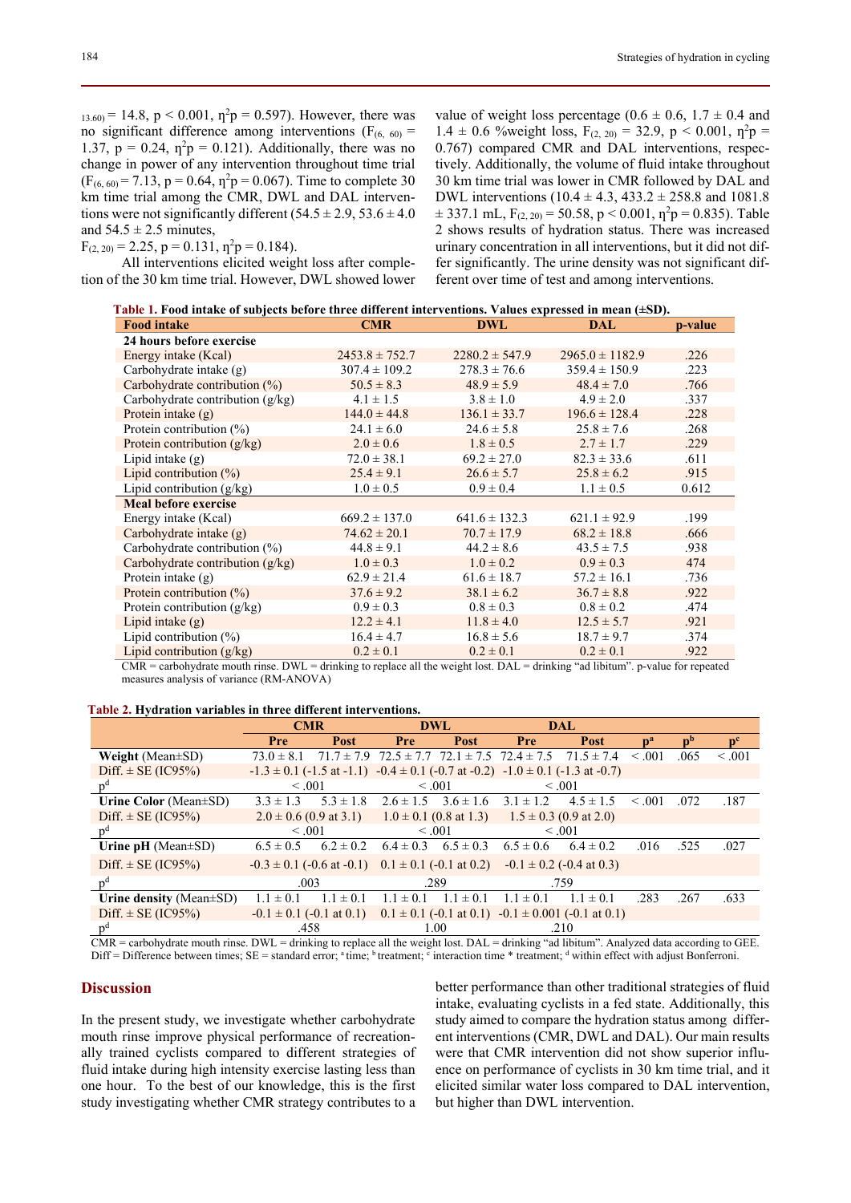$_{13.60)}$ = 14.8, $p < 0.001$, $\eta^2p = 0.597$). However, there was no significant difference among interventions ($F_{(6, 60)}$ = 1.37, $p = 0.24$, $\eta^2p = 0.121$). Additionally, there was no change in power of any intervention throughout time trial ($F_{(6, 60)} = 7.13$, $p = 0.64$, $\eta^2p = 0.067$). Time to complete 30 km time trial among the CMR, DWL and DAL interventions were not significantly different (54.5 ± 2.9, 53.6 ± 4.0 and 54.5 ± 2.5 minutes, $F_{(2, 20)} = 2.25$, $p = 0.131$, $\eta^2p = 0.184$).

All interventions elicited weight loss after completion of the 30 km time trial. However, DWL showed lower value of weight loss percentage (0.6 ± 0.6, 1.7 ± 0.4 and 1.4 ± 0.6 %weight loss, $F_{(2, 20)} = 32.9$, $p < 0.001$, $\eta^2p = 0.767$) compared CMR and DAL interventions, respectively. Additionally, the volume of fluid intake throughout 30 km time trial was lower in CMR followed by DAL and DWL interventions (10.4 ± 4.3, 433.2 ± 258.8 and 1081.8 ± 337.1 mL, $F_{(2, 20)} = 50.58$, $p < 0.001$, $\eta^2p = 0.835$). Table 2 shows results of hydration status. There was increased urinary concentration in all interventions, but it did not differ significantly. The urine density was not significant different over time of test and among interventions.

**Table 1. Food intake of subjects before three different interventions. Values expressed in mean (±SD).**

| Food intake | CMR | DWL | DAL | p-value |
|---|---|---|---|---|
| **24 hours before exercise** | | | | |
| Energy intake (Kcal) | 2453.8 ± 752.7 | 2280.2 ± 547.9 | 2965.0 ± 1182.9 | .226 |
| Carbohydrate intake (g) | 307.4 ± 109.2 | 278.3 ± 76.6 | 359.4 ± 150.9 | .223 |
| Carbohydrate contribution (%) | 50.5 ± 8.3 | 48.9 ± 5.9 | 48.4 ± 7.0 | .766 |
| Carbohydrate contribution (g/kg) | 4.1 ± 1.5 | 3.8 ± 1.0 | 4.9 ± 2.0 | .337 |
| Protein intake (g) | 144.0 ± 44.8 | 136.1 ± 33.7 | 196.6 ± 128.4 | .228 |
| Protein contribution (%) | 24.1 ± 6.0 | 24.6 ± 5.8 | 25.8 ± 7.6 | .268 |
| Protein contribution (g/kg) | 2.0 ± 0.6 | 1.8 ± 0.5 | 2.7 ± 1.7 | .229 |
| Lipid intake (g) | 72.0 ± 38.1 | 69.2 ± 27.0 | 82.3 ± 33.6 | .611 |
| Lipid contribution (%) | 25.4 ± 9.1 | 26.6 ± 5.7 | 25.8 ± 6.2 | .915 |
| Lipid contribution (g/kg) | 1.0 ± 0.5 | 0.9 ± 0.4 | 1.1 ± 0.5 | 0.612 |
| **Meal before exercise** | | | | |
| Energy intake (Kcal) | 669.2 ± 137.0 | 641.6 ± 132.3 | 621.1 ± 92.9 | .199 |
| Carbohydrate intake (g) | 74.62 ± 20.1 | 70.7 ± 17.9 | 68.2 ± 18.8 | .666 |
| Carbohydrate contribution (%) | 44.8 ± 9.1 | 44.2 ± 8.6 | 43.5 ± 7.5 | .938 |
| Carbohydrate contribution (g/kg) | 1.0 ± 0.3 | 1.0 ± 0.2 | 0.9 ± 0.3 | 474 |
| Protein intake (g) | 62.9 ± 21.4 | 61.6 ± 18.7 | 57.2 ± 16.1 | .736 |
| Protein contribution (%) | 37.6 ± 9.2 | 38.1 ± 6.2 | 36.7 ± 8.8 | .922 |
| Protein contribution (g/kg) | 0.9 ± 0.3 | 0.8 ± 0.3 | 0.8 ± 0.2 | .474 |
| Lipid intake (g) | 12.2 ± 4.1 | 11.8 ± 4.0 | 12.5 ± 5.7 | .921 |
| Lipid contribution (%) | 16.4 ± 4.7 | 16.8 ± 5.6 | 18.7 ± 9.7 | .374 |
| Lipid contribution (g/kg) | 0.2 ± 0.1 | 0.2 ± 0.1 | 0.2 ± 0.1 | .922 |

CMR = carbohydrate mouth rinse. DWL = drinking to replace all the weight lost. DAL = drinking "ad libitum". p-value for repeated measures analysis of variance (RM-ANOVA)

**Table 2. Hydration variables in three different interventions.**

| | CMR | | DWL | | DAL | | | | |
|---|---|---|---|---|---|---|---|---|---|
| | Pre | Post | Pre | Post | Pre | Post | p[a] | p[b] | p[c] |
| **Weight** (Mean±SD) | 73.0 ± 8.1 | 71.7 ± 7.9 | 72.5 ± 7.7 | 72.1 ± 7.5 | 72.4 ± 7.5 | 71.5 ± 7.4 | < .001 | .065 | < .001 |
| Diff. ± SE (IC95%) | -1.3 ± 0.1 (-1.5 at -1.1) | | -0.4 ± 0.1 (-0.7 at -0.2) | | -1.0 ± 0.1 (-1.3 at -0.7) | | | | |
| p[d] | < .001 | | < .001 | | < .001 | | | | |
| **Urine Color** (Mean±SD) | 3.3 ± 1.3 | 5.3 ± 1.8 | 2.6 ± 1.5 | 3.6 ± 1.6 | 3.1 ± 1.2 | 4.5 ± 1.5 | < .001 | .072 | .187 |
| Diff. ± SE (IC95%) | 2.0 ± 0.6 (0.9 at 3.1) | | 1.0 ± 0.1 (0.8 at 1.3) | | 1.5 ± 0.3 (0.9 at 2.0) | | | | |
| p[d] | < .001 | | < .001 | | < .001 | | | | |
| **Urine pH** (Mean±SD) | 6.5 ± 0.5 | 6.2 ± 0.2 | 6.4 ± 0.3 | 6.5 ± 0.3 | 6.5 ± 0.6 | 6.4 ± 0.2 | .016 | .525 | .027 |
| Diff. ± SE (IC95%) | -0.3 ± 0.1 (-0.6 at -0.1) | | 0.1 ± 0.1 (-0.1 at 0.2) | | -0.1 ± 0.2 (-0.4 at 0.3) | | | | |
| p[d] | .003 | | .289 | | .759 | | | | |
| **Urine density** (Mean±SD) | 1.1 ± 0.1 | 1.1 ± 0.1 | 1.1 ± 0.1 | 1.1 ± 0.1 | 1.1 ± 0.1 | 1.1 ± 0.1 | .283 | .267 | .633 |
| Diff. ± SE (IC95%) | -0.1 ± 0.1 (-0.1 at 0.1) | | 0.1 ± 0.1 (-0.1 at 0.1) | | -0.1 ± 0.001 (-0.1 at 0.1) | | | | |
| p[d] | .458 | | 1.00 | | .210 | | | | |

CMR = carbohydrate mouth rinse. DWL = drinking to replace all the weight lost. DAL = drinking "ad libitum". Analyzed data according to GEE. Diff = Difference between times; SE = standard error; [a] time; [b] treatment; [c] interaction time * treatment; [d] within effect with adjust Bonferroni.

## Discussion

In the present study, we investigate whether carbohydrate mouth rinse improve physical performance of recreationally trained cyclists compared to different strategies of fluid intake during high intensity exercise lasting less than one hour. To the best of our knowledge, this is the first study investigating whether CMR strategy contributes to a better performance than other traditional strategies of fluid intake, evaluating cyclists in a fed state. Additionally, this study aimed to compare the hydration status among different interventions (CMR, DWL and DAL). Our main results were that CMR intervention did not show superior influence on performance of cyclists in 30 km time trial, and it elicited similar water loss compared to DAL intervention, but higher than DWL intervention.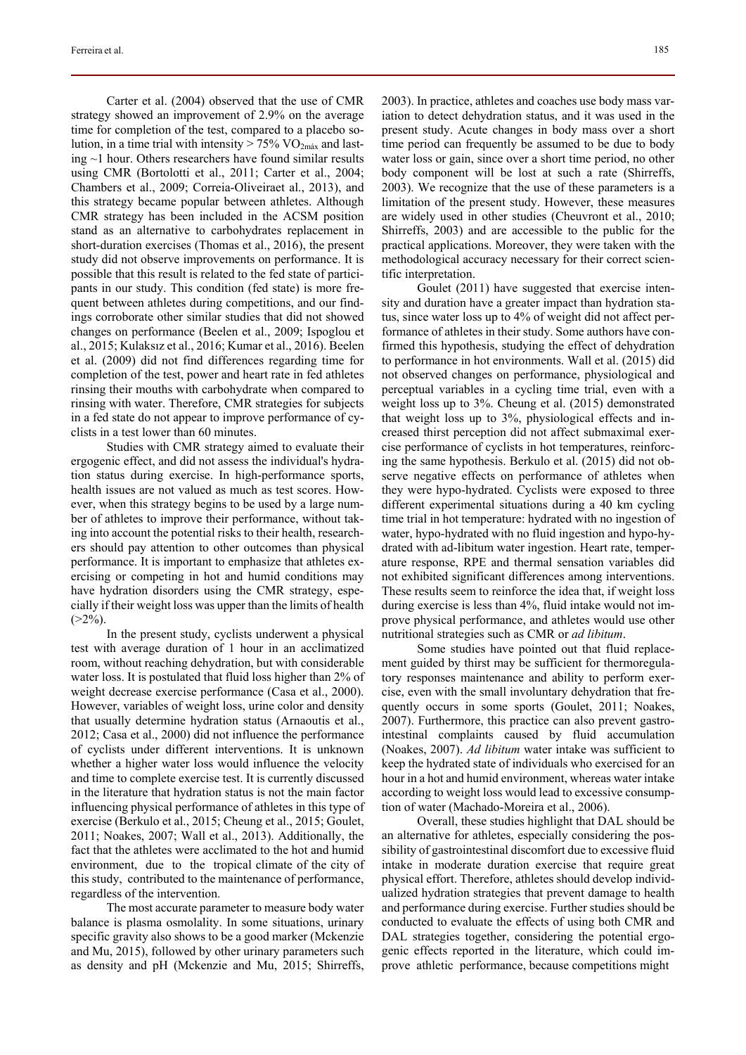Carter et al. (2004) observed that the use of CMR strategy showed an improvement of 2.9% on the average time for completion of the test, compared to a placebo solution, in a time trial with intensity > 75% $VO_{2máx}$ and lasting ~1 hour. Others researchers have found similar results using CMR (Bortolotti et al., 2011; Carter et al., 2004; Chambers et al., 2009; Correia-Oliveiraet al., 2013), and this strategy became popular between athletes. Although CMR strategy has been included in the ACSM position stand as an alternative to carbohydrates replacement in short-duration exercises (Thomas et al., 2016), the present study did not observe improvements on performance. It is possible that this result is related to the fed state of participants in our study. This condition (fed state) is more frequent between athletes during competitions, and our findings corroborate other similar studies that did not showed changes on performance (Beelen et al., 2009; Ispoglou et al., 2015; Kulaksız et al., 2016; Kumar et al., 2016). Beelen et al. (2009) did not find differences regarding time for completion of the test, power and heart rate in fed athletes rinsing their mouths with carbohydrate when compared to rinsing with water. Therefore, CMR strategies for subjects in a fed state do not appear to improve performance of cyclists in a test lower than 60 minutes.

Studies with CMR strategy aimed to evaluate their ergogenic effect, and did not assess the individual's hydration status during exercise. In high-performance sports, health issues are not valued as much as test scores. However, when this strategy begins to be used by a large number of athletes to improve their performance, without taking into account the potential risks to their health, researchers should pay attention to other outcomes than physical performance. It is important to emphasize that athletes exercising or competing in hot and humid conditions may have hydration disorders using the CMR strategy, especially if their weight loss was upper than the limits of health (>2%).

In the present study, cyclists underwent a physical test with average duration of 1 hour in an acclimatized room, without reaching dehydration, but with considerable water loss. It is postulated that fluid loss higher than 2% of weight decrease exercise performance (Casa et al., 2000). However, variables of weight loss, urine color and density that usually determine hydration status (Arnaoutis et al., 2012; Casa et al., 2000) did not influence the performance of cyclists under different interventions. It is unknown whether a higher water loss would influence the velocity and time to complete exercise test. It is currently discussed in the literature that hydration status is not the main factor influencing physical performance of athletes in this type of exercise (Berkulo et al., 2015; Cheung et al., 2015; Goulet, 2011; Noakes, 2007; Wall et al., 2013). Additionally, the fact that the athletes were acclimated to the hot and humid environment, due to the tropical climate of the city of this study, contributed to the maintenance of performance, regardless of the intervention.

The most accurate parameter to measure body water balance is plasma osmolality. In some situations, urinary specific gravity also shows to be a good marker (Mckenzie and Mu, 2015), followed by other urinary parameters such as density and pH (Mckenzie and Mu, 2015; Shirreffs, 2003). In practice, athletes and coaches use body mass variation to detect dehydration status, and it was used in the present study. Acute changes in body mass over a short time period can frequently be assumed to be due to body water loss or gain, since over a short time period, no other body component will be lost at such a rate (Shirreffs, 2003). We recognize that the use of these parameters is a limitation of the present study. However, these measures are widely used in other studies (Cheuvront et al., 2010; Shirreffs, 2003) and are accessible to the public for the practical applications. Moreover, they were taken with the methodological accuracy necessary for their correct scientific interpretation.

Goulet (2011) have suggested that exercise intensity and duration have a greater impact than hydration status, since water loss up to 4% of weight did not affect performance of athletes in their study. Some authors have confirmed this hypothesis, studying the effect of dehydration to performance in hot environments. Wall et al. (2015) did not observed changes on performance, physiological and perceptual variables in a cycling time trial, even with a weight loss up to 3%. Cheung et al. (2015) demonstrated that weight loss up to 3%, physiological effects and increased thirst perception did not affect submaximal exercise performance of cyclists in hot temperatures, reinforcing the same hypothesis. Berkulo et al. (2015) did not observe negative effects on performance of athletes when they were hypo-hydrated. Cyclists were exposed to three different experimental situations during a 40 km cycling time trial in hot temperature: hydrated with no ingestion of water, hypo-hydrated with no fluid ingestion and hypo-hydrated with ad-libitum water ingestion. Heart rate, temperature response, RPE and thermal sensation variables did not exhibited significant differences among interventions. These results seem to reinforce the idea that, if weight loss during exercise is less than 4%, fluid intake would not improve physical performance, and athletes would use other nutritional strategies such as CMR or *ad libitum*.

Some studies have pointed out that fluid replacement guided by thirst may be sufficient for thermoregulatory responses maintenance and ability to perform exercise, even with the small involuntary dehydration that frequently occurs in some sports (Goulet, 2011; Noakes, 2007). Furthermore, this practice can also prevent gastrointestinal complaints caused by fluid accumulation (Noakes, 2007). *Ad libitum* water intake was sufficient to keep the hydrated state of individuals who exercised for an hour in a hot and humid environment, whereas water intake according to weight loss would lead to excessive consumption of water (Machado-Moreira et al., 2006).

Overall, these studies highlight that DAL should be an alternative for athletes, especially considering the possibility of gastrointestinal discomfort due to excessive fluid intake in moderate duration exercise that require great physical effort. Therefore, athletes should develop individualized hydration strategies that prevent damage to health and performance during exercise. Further studies should be conducted to evaluate the effects of using both CMR and DAL strategies together, considering the potential ergogenic effects reported in the literature, which could improve athletic performance, because competitions might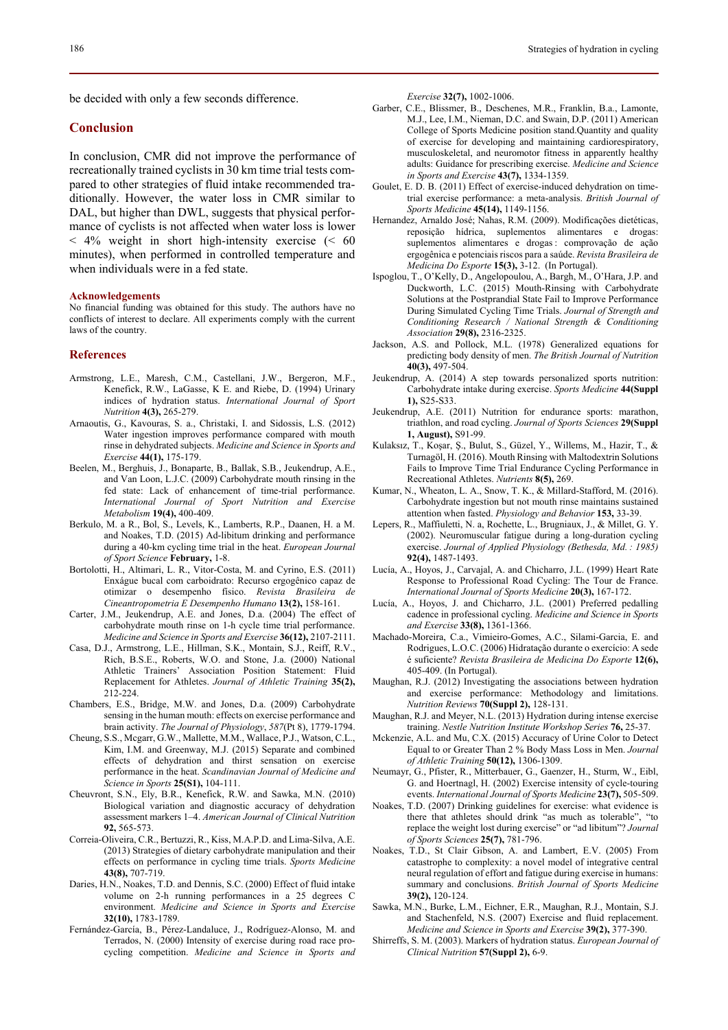be decided with only a few seconds difference.

## Conclusion

In conclusion, CMR did not improve the performance of recreationally trained cyclists in 30 km time trial tests compared to other strategies of fluid intake recommended traditionally. However, the water loss in CMR similar to DAL, but higher than DWL, suggests that physical performance of cyclists is not affected when water loss is lower < 4% weight in short high-intensity exercise (< 60 minutes), when performed in controlled temperature and when individuals were in a fed state.

#### Acknowledgements

No financial funding was obtained for this study. The authors have no conflicts of interest to declare. All experiments comply with the current laws of the country.

## References

Armstrong, L.E., Maresh, C.M., Castellani, J.W., Bergeron, M.F., Kenefick, R.W., LaGasse, K E. and Riebe, D. (1994) Urinary indices of hydration status. *International Journal of Sport Nutrition* **4(3),** 265-279.

Arnaoutis, G., Kavouras, S. a., Christaki, I. and Sidossis, L.S. (2012) Water ingestion improves performance compared with mouth rinse in dehydrated subjects. *Medicine and Science in Sports and Exercise* **44(1),** 175-179.

Beelen, M., Berghuis, J., Bonaparte, B., Ballak, S.B., Jeukendrup, A.E., and Van Loon, L.J.C. (2009) Carbohydrate mouth rinsing in the fed state: Lack of enhancement of time-trial performance. *International Journal of Sport Nutrition and Exercise Metabolism* **19(4),** 400-409.

Berkulo, M. a R., Bol, S., Levels, K., Lamberts, R.P., Daanen, H. a M. and Noakes, T.D. (2015) Ad-libitum drinking and performance during a 40-km cycling time trial in the heat. *European Journal of Sport Science* **February,** 1-8.

Bortolotti, H., Altimari, L. R., Vitor-Costa, M. and Cyrino, E.S. (2011) Enxágue bucal com carboidrato: Recurso ergogênico capaz de otimizar o desempenho físico. *Revista Brasileira de Cineantropometria E Desempenho Humano* **13(2),** 158-161.

Carter, J.M., Jeukendrup, A.E. and Jones, D.a. (2004) The effect of carbohydrate mouth rinse on 1-h cycle time trial performance. *Medicine and Science in Sports and Exercise* **36(12),** 2107-2111.

Casa, D.J., Armstrong, L.E., Hillman, S.K., Montain, S.J., Reiff, R.V., Rich, B.S.E., Roberts, W.O. and Stone, J.a. (2000) National Athletic Trainers' Association Position Statement: Fluid Replacement for Athletes. *Journal of Athletic Training* **35(2),** 212-224.

Chambers, E.S., Bridge, M.W. and Jones, D.a. (2009) Carbohydrate sensing in the human mouth: effects on exercise performance and brain activity. *The Journal of Physiology*, *587*(Pt 8), 1779-1794.

Cheung, S.S., Mcgarr, G.W., Mallette, M.M., Wallace, P.J., Watson, C.L., Kim, I.M. and Greenway, M.J. (2015) Separate and combined effects of dehydration and thirst sensation on exercise performance in the heat. *Scandinavian Journal of Medicine and Science in Sports* **25(S1),** 104-111.

Cheuvront, S.N., Ely, B.R., Kenefick, R.W. and Sawka, M.N. (2010) Biological variation and diagnostic accuracy of dehydration assessment markers 1–4. *American Journal of Clinical Nutrition* **92,** 565-573.

Correia-Oliveira, C.R., Bertuzzi, R., Kiss, M.A.P.D. and Lima-Silva, A.E. (2013) Strategies of dietary carbohydrate manipulation and their effects on performance in cycling time trials. *Sports Medicine* **43(8),** 707-719.

Daries, H.N., Noakes, T.D. and Dennis, S.C. (2000) Effect of fluid intake volume on 2-h running performances in a 25 degrees C environment. *Medicine and Science in Sports and Exercise* **32(10),** 1783-1789.

Fernández-García, B., Pérez-Landaluce, J., Rodríguez-Alonso, M. and Terrados, N. (2000) Intensity of exercise during road race pro-cycling competition. *Medicine and Science in Sports and Exercise* **32(7),** 1002-1006.

Garber, C.E., Blissmer, B., Deschenes, M.R., Franklin, B.a., Lamonte, M.J., Lee, I.M., Nieman, D.C. and Swain, D.P. (2011) American College of Sports Medicine position stand.Quantity and quality of exercise for developing and maintaining cardiorespiratory, musculoskeletal, and neuromotor fitness in apparently healthy adults: Guidance for prescribing exercise. *Medicine and Science in Sports and Exercise* **43(7),** 1334-1359.

Goulet, E. D. B. (2011) Effect of exercise-induced dehydration on time-trial exercise performance: a meta-analysis. *British Journal of Sports Medicine* **45(14),** 1149-1156.

Hernandez, Arnaldo José; Nahas, R.M. (2009). Modificações dietéticas, reposição hídrica, suplementos alimentares e drogas: suplementos alimentares e drogas : comprovação de ação ergogênica e potenciais riscos para a saúde. *Revista Brasileira de Medicina Do Esporte* **15(3),** 3-12. (In Portugal).

Ispoglou, T., O'Kelly, D., Angelopoulou, A., Bargh, M., O'Hara, J.P. and Duckworth, L.C. (2015) Mouth-Rinsing with Carbohydrate Solutions at the Postprandial State Fail to Improve Performance During Simulated Cycling Time Trials. *Journal of Strength and Conditioning Research / National Strength & Conditioning Association* **29(8),** 2316-2325.

Jackson, A.S. and Pollock, M.L. (1978) Generalized equations for predicting body density of men. *The British Journal of Nutrition* **40(3),** 497-504.

Jeukendrup, A. (2014) A step towards personalized sports nutrition: Carbohydrate intake during exercise. *Sports Medicine* **44(Suppl 1),** S25-S33.

Jeukendrup, A.E. (2011) Nutrition for endurance sports: marathon, triathlon, and road cycling. *Journal of Sports Sciences* **29(Suppl 1, August),** S91-99.

Kulaksız, T., Koşar, Ş., Bulut, S., Güzel, Y., Willems, M., Hazir, T., & Turnagöl, H. (2016). Mouth Rinsing with Maltodextrin Solutions Fails to Improve Time Trial Endurance Cycling Performance in Recreational Athletes. *Nutrients* **8(5),** 269.

Kumar, N., Wheaton, L. A., Snow, T. K., & Millard-Stafford, M. (2016). Carbohydrate ingestion but not mouth rinse maintains sustained attention when fasted. *Physiology and Behavior* **153,** 33-39.

Lepers, R., Maffiuletti, N. a, Rochette, L., Brugniaux, J., & Millet, G. Y. (2002). Neuromuscular fatigue during a long-duration cycling exercise. *Journal of Applied Physiology (Bethesda, Md. : 1985)* **92(4),** 1487-1493.

Lucía, A., Hoyos, J., Carvajal, A. and Chicharro, J.L. (1999) Heart Rate Response to Professional Road Cycling: The Tour de France. *International Journal of Sports Medicine* **20(3),** 167-172.

Lucía, A., Hoyos, J. and Chicharro, J.L. (2001) Preferred pedalling cadence in professional cycling. *Medicine and Science in Sports and Exercise* **33(8),** 1361-1366.

Machado-Moreira, C.a., Vimieiro-Gomes, A.C., Silami-Garcia, E. and Rodrigues, L.O.C. (2006) Hidratação durante o exercício: A sede é suficiente? *Revista Brasileira de Medicina Do Esporte* **12(6),** 405-409. (In Portugal).

Maughan, R.J. (2012) Investigating the associations between hydration and exercise performance: Methodology and limitations. *Nutrition Reviews* **70(Suppl 2),** 128-131.

Maughan, R.J. and Meyer, N.L. (2013) Hydration during intense exercise training. *Nestle Nutrition Institute Workshop Series* **76,** 25-37.

Mckenzie, A.L. and Mu, C.X. (2015) Accuracy of Urine Color to Detect Equal to or Greater Than 2 % Body Mass Loss in Men. *Journal of Athletic Training* **50(12),** 1306-1309.

Neumayr, G., Pfister, R., Mitterbauer, G., Gaenzer, H., Sturm, W., Eibl, G. and Hoertnagl, H. (2002) Exercise intensity of cycle-touring events. *International Journal of Sports Medicine* **23(7),** 505-509.

Noakes, T.D. (2007) Drinking guidelines for exercise: what evidence is there that athletes should drink "as much as tolerable", "to replace the weight lost during exercise" or "ad libitum"? *Journal of Sports Sciences* **25(7),** 781-796.

Noakes, T.D., St Clair Gibson, A. and Lambert, E.V. (2005) From catastrophe to complexity: a novel model of integrative central neural regulation of effort and fatigue during exercise in humans: summary and conclusions. *British Journal of Sports Medicine* **39(2),** 120-124.

Sawka, M.N., Burke, L.M., Eichner, E.R., Maughan, R.J., Montain, S.J. and Stachenfeld, N.S. (2007) Exercise and fluid replacement. *Medicine and Science in Sports and Exercise* **39(2),** 377-390.

Shirreffs, S. M. (2003). Markers of hydration status. *European Journal of Clinical Nutrition* **57(Suppl 2),** 6-9.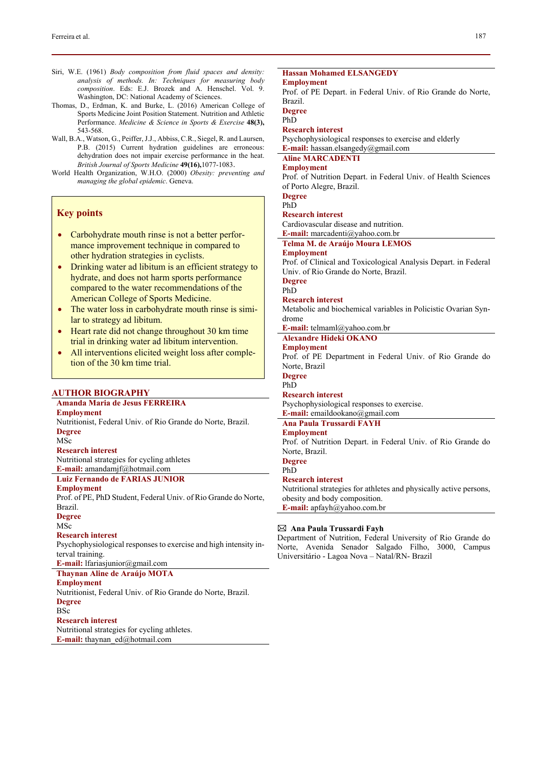Siri, W.E. (1961) *Body composition from fluid spaces and density: analysis of methods. In: Techniques for measuring body composition*. Eds: E.J. Brozek and A. Henschel. Vol. 9. Washington, DC: National Academy of Sciences.

Thomas, D., Erdman, K. and Burke, L. (2016) American College of Sports Medicine Joint Position Statement. Nutrition and Athletic Performance. *Medicine & Science in Sports & Exercise* **48(3),** 543-568.

Wall, B.A., Watson, G., Peiffer, J.J., Abbiss, C.R., Siegel, R. and Laursen, P.B. (2015) Current hydration guidelines are erroneous: dehydration does not impair exercise performance in the heat. *British Journal of Sports Medicine* **49(16),**1077-1083.

World Health Organization, W.H.O. (2000) *Obesity: preventing and managing the global epidemic*. Geneva.

## Key points

- Carbohydrate mouth rinse is not a better performance improvement technique in compared to other hydration strategies in cyclists.
- Drinking water ad libitum is an efficient strategy to hydrate, and does not harm sports performance compared to the water recommendations of the American College of Sports Medicine.
- The water loss in carbohydrate mouth rinse is similar to strategy ad libitum.
- Heart rate did not change throughout 30 km time trial in drinking water ad libitum intervention.
- All interventions elicited weight loss after completion of the 30 km time trial.

## AUTHOR BIOGRAPHY

**Amanda Maria de Jesus FERREIRA**
**Employment**
Nutritionist, Federal Univ. of Rio Grande do Norte, Brazil.
**Degree**
MSc
**Research interest**
Nutritional strategies for cycling athletes
**E-mail:** amandamjf@hotmail.com

**Luiz Fernando de FARIAS JUNIOR**
**Employment**
Prof. of PE, PhD Student, Federal Univ. of Rio Grande do Norte, Brazil.
**Degree**
MSc
**Research interest**
Psychophysiological responses to exercise and high intensity interval training.
**E-mail:** lfariasjunior@gmail.com

**Thaynan Aline de Araújo MOTA**
**Employment**
Nutritionist, Federal Univ. of Rio Grande do Norte, Brazil.
**Degree**
BSc
**Research interest**
Nutritional strategies for cycling athletes.
**E-mail:** thaynan_ed@hotmail.com

**Hassan Mohamed ELSANGEDY**
**Employment**
Prof. of PE Depart. in Federal Univ. of Rio Grande do Norte, Brazil.
**Degree**
PhD
**Research interest**
Psychophysiological responses to exercise and elderly
**E-mail:** hassan.elsangedy@gmail.com

**Aline MARCADENTI**
**Employment**
Prof. of Nutrition Depart. in Federal Univ. of Health Sciences of Porto Alegre, Brazil.
**Degree**
PhD
**Research interest**
Cardiovascular disease and nutrition.
**E-mail:** marcadenti@yahoo.com.br

**Telma M. de Araújo Moura LEMOS**
**Employment**
Prof. of Clinical and Toxicological Analysis Depart. in Federal Univ. of Rio Grande do Norte, Brazil.
**Degree**
PhD
**Research interest**
Metabolic and biochemical variables in Policistic Ovarian Syndrome
**E-mail:** telmaml@yahoo.com.br

**Alexandre Hideki OKANO**
**Employment**
Prof. of PE Department in Federal Univ. of Rio Grande do Norte, Brazil
**Degree**
PhD
**Research interest**
Psychophysiological responses to exercise.
**E-mail:** emaildookano@gmail.com

**Ana Paula Trussardi FAYH**
**Employment**
Prof. of Nutrition Depart. in Federal Univ. of Rio Grande do Norte, Brazil.
**Degree**
PhD
**Research interest**
Nutritional strategies for athletes and physically active persons, obesity and body composition.
**E-mail:** apfayh@yahoo.com.br

✉ **Ana Paula Trussardi Fayh**
Department of Nutrition, Federal University of Rio Grande do Norte, Avenida Senador Salgado Filho, 3000, Campus Universitário - Lagoa Nova – Natal/RN- Brazil